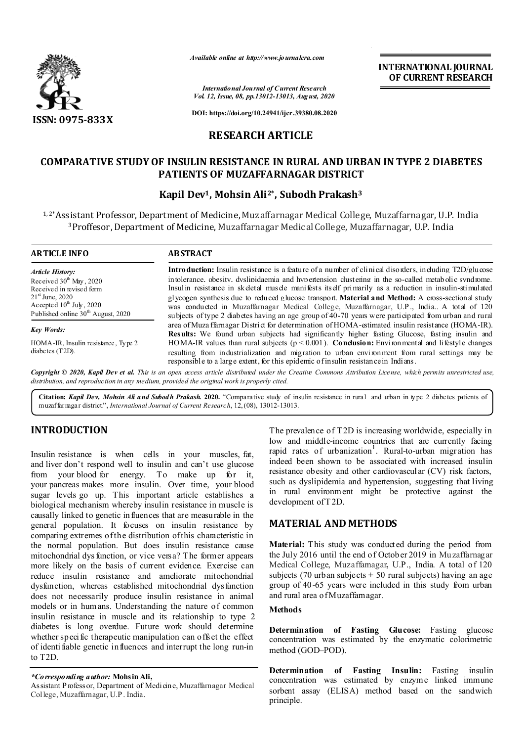ISSN: 0975-833X

*Available online at http://www.journalcra.com*

*International Journal of Current Research*
*Vol. 12, Issue, 08, pp.13012-13013, August, 2020*

**DOI: https://doi.org/10.24941/ijcr.39380.08.2020**

**INTERNATIONAL JOURNAL OF CURRENT RESEARCH**

## RESEARCH ARTICLE

# COMPARATIVE STUDY OF INSULIN RESISTANCE IN RURAL AND URBAN IN TYPE 2 DIABETES PATIENTS OF MUZAFFARNAGAR DISTRICT

**Kapil Dev[1], Mohsin Ali[2*], Subodh Prakash[3]**

[1, 2*]Assistant Professor, Department of Medicine, Muzaffarnagar Medical College, Muzaffarnagar, U.P. India
[3]Proffesor, Department of Medicine, Muzaffarnagar Medical College, Muzaffarnagar, U.P. India

### ARTICLE INFO

*Article History:*
Received 30th May, 2020
Received in revised form
21st June, 2020
Accepted 10th July, 2020
Published online 30th August, 2020

*Key Words:*

HOMA-IR, Insulin resistance, Type 2 diabetes (T2D).

### ABSTRACT

**Introduction:** Insulin resistance is a feature of a number of clinical disorders, including T2D/glucose intolerance, obesity, dyslipidaemia and hypertension clustering in the so-called metabolic syndrome. Insulin resistance in skeletal muscle manifests itself primarily as a reduction in insulin-stimulated glycogen synthesis due to reduced glucose transport. **Material and Method:** A cross-sectional study was conducted in Muzaffarnagar Medical College, Muzaffarnagar, U.P., India.. A total of 120 subjects of type 2 diabetes having an age group of 40-70 years were participated from urban and rural area of Muzaffarnagar District for determination of HOMA-estimated insulin resistance (HOMA-IR). **Results:** We found urban subjects had significantly higher fasting Glucose, fasting insulin and HOMA-IR values than rural subjects ($p < 0.001$). **Conclusion:** Environmental and lifestyle changes resulting from industrialization and migration to urban environment from rural settings may be responsible to a large extent, for this epidemic of insulin resistance in Indians.

***Copyright © 2020, Kapil Dev et al.*** *This is an open access article distributed under the Creative Commons Attribution License, which permits unrestricted use, distribution, and reproduction in any medium, provided the original work is properly cited.*

**Citation:** ***Kapil Dev, Mohsin Ali and Subodh Prakash.*** **2020.** "Comparative study of insulin resistance in rural and urban in type 2 diabetes patients of muzaffarnagar district.", *International Journal of Current Research*, 12, (08), 13012-13013.

## INTRODUCTION

Insulin resistance is when cells in your muscles, fat, and liver don't respond well to insulin and can't use glucose from your blood for energy. To make up for it, your pancreas makes more insulin. Over time, your blood sugar levels go up. This important article establishes a biological mechanism whereby insulin resistance in muscle is causally linked to genetic influences that are measurable in the general population. It focuses on insulin resistance by comparing extremes of the distribution of this characteristic in the normal population. But does insulin resistance cause mitochondrial dysfunction, or vice versa? The former appears more likely on the basis of current evidence. Exercise can reduce insulin resistance and ameliorate mitochondrial dysfunction, whereas established mitochondrial dysfunction does not necessarily produce insulin resistance in animal models or in humans. Understanding the nature of common insulin resistance in muscle and its relationship to type 2 diabetes is long overdue. Future work should determine whether specific therapeutic manipulation can offset the effect of identifiable genetic influences and interrupt the long run-in to T2D.

The prevalence of T2D is increasing worldwide, especially in low and middle-income countries that are currently facing rapid rates of urbanization[1]. Rural-to-urban migration has indeed been shown to be associated with increased insulin resistance obesity and other cardiovascular (CV) risk factors, such as dyslipidemia and hypertension, suggesting that living in rural environment might be protective against the development of T2D.

## MATERIAL AND METHODS

**Material:** This study was conducted during the period from the July 2016 until the end of October 2019 in Muzaffarnagar Medical College, Muzaffarnagar, U.P., India. A total of 120 subjects (70 urban subjects + 50 rural subjects) having an age group of 40-65 years were included in this study from urban and rural area of Muzaffarnagar.

### Methods

**Determination of Fasting Glucose:** Fasting glucose concentration was estimated by the enzymatic colorimetric method (GOD–POD).

**Determination of Fasting Insulin:** Fasting insulin concentration was estimated by enzyme linked immune sorbent assay (ELISA) method based on the sandwich principle.

*\*Corresponding author:* **Mohsin Ali,**
Assistant Professor, Department of Medicine, Muzaffarnagar Medical College, Muzaffarnagar, U.P. India.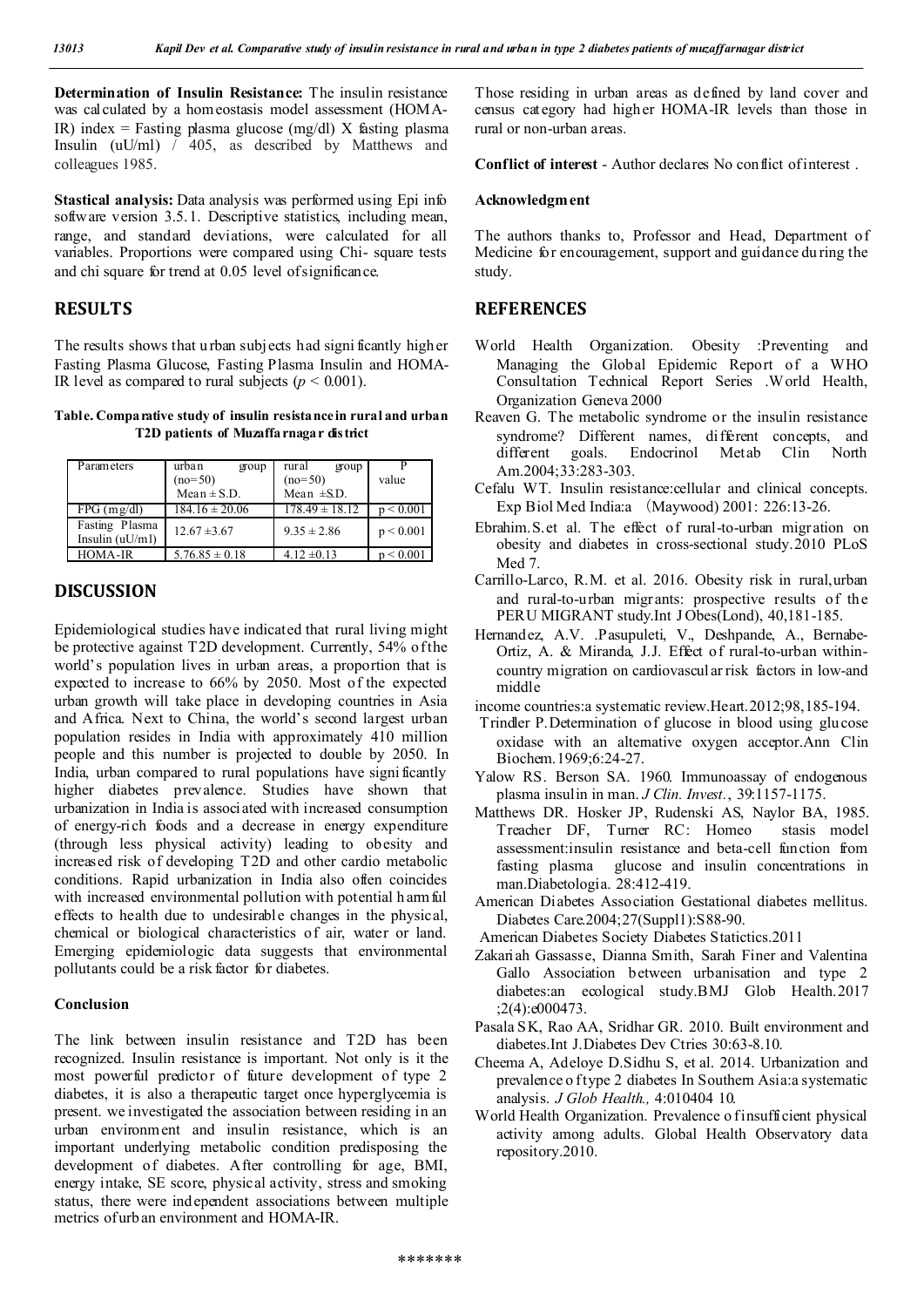**Determination of Insulin Resistance:** The insulin resistance was calculated by a homeostasis model assessment (HOMA-IR) index = Fasting plasma glucose (mg/dl) X fasting plasma Insulin (uU/ml) / 405, as described by Matthews and colleagues 1985.

**Stastical analysis:** Data analysis was performed using Epi info software version 3.5.1. Descriptive statistics, including mean, range, and standard deviations, were calculated for all variables. Proportions were compared using Chi- square tests and chi square for trend at 0.05 level of significance.

## RESULTS

The results shows that urban subjects had significantly higher Fasting Plasma Glucose, Fasting Plasma Insulin and HOMA-IR level as compared to rural subjects ($p < 0.001$).

**Table. Comparative study of insulin resistance in rural and urban T2D patients of Muzaffarnagar district**

| Parameters | urban group (no=50) Mean ± S.D. | rural group (no=50) Mean ±S.D. | P value |
|---|---|---|---|
| FPG (mg/dl) | 184.16 ± 20.06 | 178.49 ± 18.12 | p < 0.001 |
| Fasting Plasma Insulin (uU/ml) | 12.67 ±3.67 | 9.35 ± 2.86 | p < 0.001 |
| HOMA-IR | 5.76.85 ± 0.18 | 4.12 ±0.13 | p < 0.001 |

## DISCUSSION

Epidemiological studies have indicated that rural living might be protective against T2D development. Currently, 54% of the world's population lives in urban areas, a proportion that is expected to increase to 66% by 2050. Most of the expected urban growth will take place in developing countries in Asia and Africa. Next to China, the world's second largest urban population resides in India with approximately 410 million people and this number is projected to double by 2050. In India, urban compared to rural populations have significantly higher diabetes prevalence. Studies have shown that urbanization in India is associated with increased consumption of energy-rich foods and a decrease in energy expenditure (through less physical activity) leading to obesity and increased risk of developing T2D and other cardio metabolic conditions. Rapid urbanization in India also often coincides with increased environmental pollution with potential harmful effects to health due to undesirable changes in the physical, chemical or biological characteristics of air, water or land. Emerging epidemiologic data suggests that environmental pollutants could be a risk factor for diabetes.

### Conclusion

The link between insulin resistance and T2D has been recognized. Insulin resistance is important. Not only is it the most powerful predictor of future development of type 2 diabetes, it is also a therapeutic target once hyperglycemia is present. we investigated the association between residing in an urban environment and insulin resistance, which is an important underlying metabolic condition predisposing the development of diabetes. After controlling for age, BMI, energy intake, SE score, physical activity, stress and smoking status, there were independent associations between multiple metrics of urban environment and HOMA-IR.

Those residing in urban areas as defined by land cover and census category had higher HOMA-IR levels than those in rural or non-urban areas.

**Conflict of interest** - Author declares No conflict of interest .

**Acknowledgment**

The authors thanks to, Professor and Head, Department of Medicine for encouragement, support and guidance during the study.

## REFERENCES

World Health Organization. Obesity :Preventing and Managing the Global Epidemic Report of a WHO Consultation Technical Report Series .World Health, Organization Geneva 2000

Reaven G. The metabolic syndrome or the insulin resistance syndrome? Different names, different concepts, and different goals. Endocrinol Metab Clin North Am.2004;33:283-303.

Cefalu WT. Insulin resistance:cellular and clinical concepts. Exp Biol Med India:a (Maywood) 2001: 226:13-26.

Ebrahim.S.et al. The effect of rural-to-urban migration on obesity and diabetes in cross-sectional study.2010 PLoS Med 7.

Carrillo-Larco, R.M. et al. 2016. Obesity risk in rural,urban and rural-to-urban migrants: prospective results of the PERU MIGRANT study.Int J Obes(Lond), 40,181-185.

Hernandez, A.V. .Pasupuleti, V., Deshpande, A., Bernabe-Ortiz, A. & Miranda, J.J. Effect of rural-to-urban within-country migration on cardiovascular risk factors in low-and middle income countries:a systematic review.Heart.2012;98,185-194.

Trindler P.Determination of glucose in blood using glucose oxidase with an alternative oxygen acceptor.Ann Clin Biochem.1969;6:24-27.

Yalow RS. Berson SA. 1960. Immunoassay of endogenous plasma insulin in man. *J Clin. Invest.*, 39:1157-1175.

Matthews DR. Hosker JP, Rudenski AS, Naylor BA, 1985. Treacher DF, Turner RC: Homeo stasis model assessment:insulin resistance and beta-cell function from fasting plasma glucose and insulin concentrations in man.Diabetologia. 28:412-419.

American Diabetes Association Gestational diabetes mellitus. Diabetes Care.2004;27(Suppl1):S88-90.

American Diabetes Society Diabetes Statictics.2011

Zakariah Gassasse, Dianna Smith, Sarah Finer and Valentina Gallo Association between urbanisation and type 2 diabetes:an ecological study.BMJ Glob Health.2017 ;2(4):e000473.

Pasala SK, Rao AA, Sridhar GR. 2010. Built environment and diabetes.Int J.Diabetes Dev Ctries 30:63-8.10.

Cheema A, Adeloye D.Sidhu S, et al. 2014. Urbanization and prevalence of type 2 diabetes In Southern Asia:a systematic analysis. *J Glob Health.,* 4:010404 10.

World Health Organization. Prevalence of insufficient physical activity among adults. Global Health Observatory data repository.2010.

\*\*\*\*\*\*\*